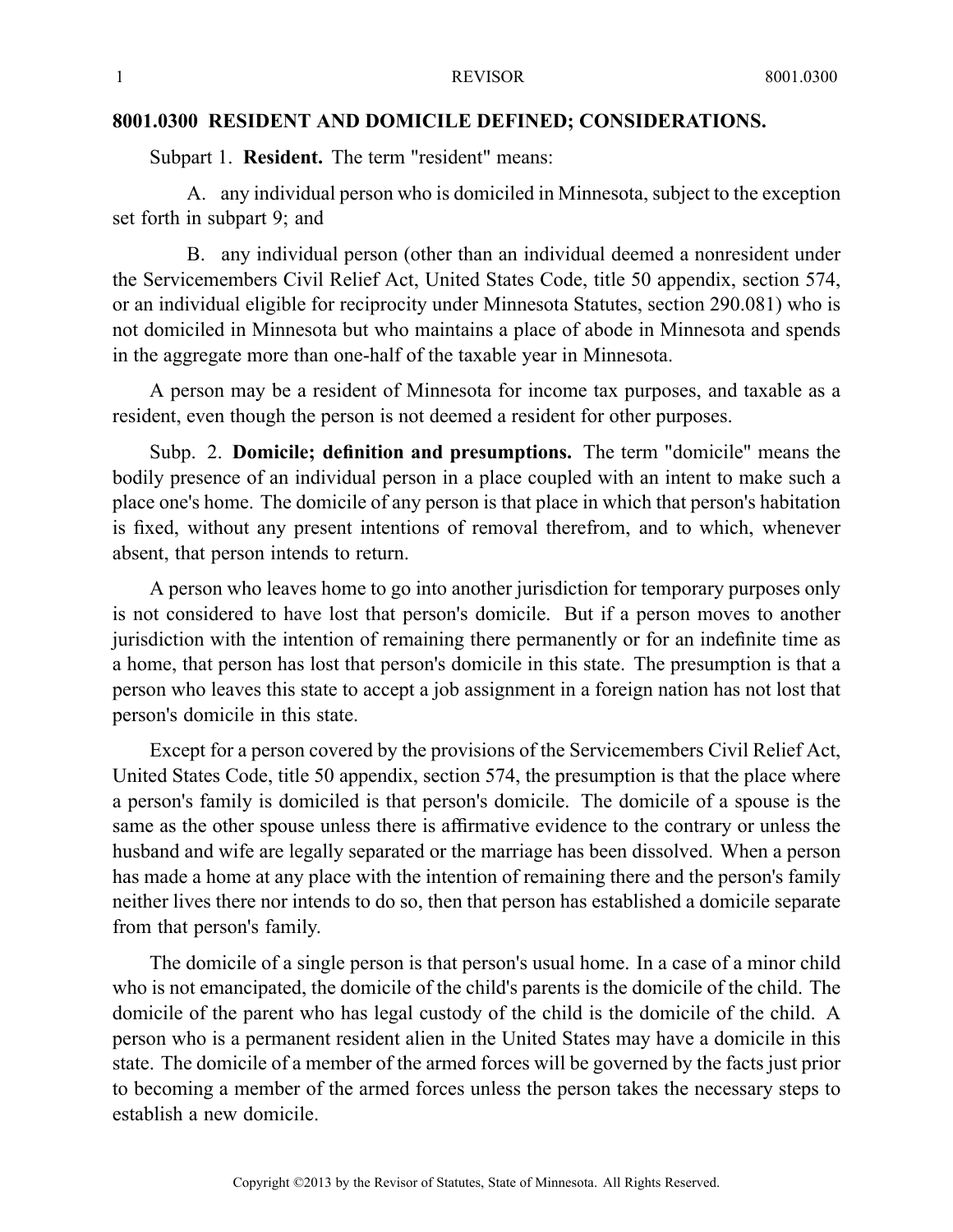## 8001.0300 RESIDENT AND DOMICILE DEFINED; CONSIDERATIONS.

Subpart 1. **Resident.** The term "resident" means:

A. any individual person who is domiciled in Minnesota, subject to the exception set forth in subpart 9; and

B. any individual person (other than an individual deemed a nonresident under the Servicemembers Civil Relief Act, United States Code, title 50 appendix, section 574, or an individual eligible for reciprocity under Minnesota Statutes, section 290.081) who is not domiciled in Minnesota but who maintains a place of abode in Minnesota and spends in the aggregate more than one-half of the taxable year in Minnesota.

A person may be a resident of Minnesota for income tax purposes, and taxable as a resident, even though the person is not deemed a resident for other purposes.

Subp. 2. **Domicile; definition and presumptions.** The term "domicile" means the bodily presence of an individual person in a place coupled with an intent to make such a place one's home. The domicile of any person is that place in which that person's habitation is fixed, without any present intentions of removal therefrom, and to which, whenever absent, that person intends to return.

A person who leaves home to go into another jurisdiction for temporary purposes only is not considered to have lost that person's domicile. But if a person moves to another jurisdiction with the intention of remaining there permanently or for an indefinite time as a home, that person has lost that person's domicile in this state. The presumption is that a person who leaves this state to accept a job assignment in a foreign nation has not lost that person's domicile in this state.

Except for a person covered by the provisions of the Servicemembers Civil Relief Act, United States Code, title 50 appendix, section 574, the presumption is that the place where a person's family is domiciled is that person's domicile. The domicile of a spouse is the same as the other spouse unless there is affirmative evidence to the contrary or unless the husband and wife are legally separated or the marriage has been dissolved. When a person has made a home at any place with the intention of remaining there and the person's family neither lives there nor intends to do so, then that person has established a domicile separate from that person's family.

The domicile of a single person is that person's usual home. In a case of a minor child who is not emancipated, the domicile of the child's parents is the domicile of the child. The domicile of the parent who has legal custody of the child is the domicile of the child. A person who is a permanent resident alien in the United States may have a domicile in this state. The domicile of a member of the armed forces will be governed by the facts just prior to becoming a member of the armed forces unless the person takes the necessary steps to establish a new domicile.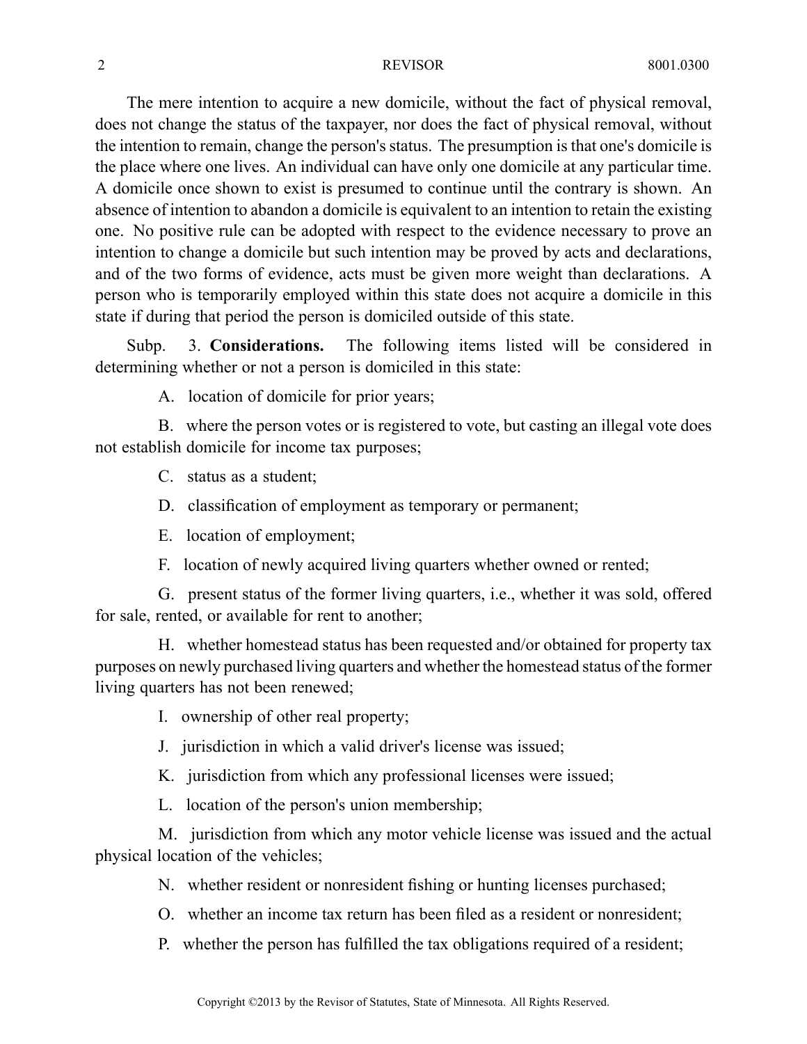The mere intention to acquire a new domicile, without the fact of physical removal, does not change the status of the taxpayer, nor does the fact of physical removal, without the intention to remain, change the person's status. The presumption is that one's domicile is the place where one lives. An individual can have only one domicile at any particular time. A domicile once shown to exist is presumed to continue until the contrary is shown. An absence of intention to abandon a domicile is equivalent to an intention to retain the existing one. No positive rule can be adopted with respect to the evidence necessary to prove an intention to change a domicile but such intention may be proved by acts and declarations, and of the two forms of evidence, acts must be given more weight than declarations. A person who is temporarily employed within this state does not acquire a domicile in this state if during that period the person is domiciled outside of this state.

Subp. 3. **Considerations.** The following items listed will be considered in determining whether or not a person is domiciled in this state:

A. location of domicile for prior years;

B. where the person votes or is registered to vote, but casting an illegal vote does not establish domicile for income tax purposes;

C. status as a student;

D. classification of employment as temporary or permanent;

E. location of employment;

F. location of newly acquired living quarters whether owned or rented;

G. present status of the former living quarters, i.e., whether it was sold, offered for sale, rented, or available for rent to another;

H. whether homestead status has been requested and/or obtained for property tax purposes on newly purchased living quarters and whether the homestead status of the former living quarters has not been renewed;

I. ownership of other real property;

J. jurisdiction in which a valid driver's license was issued;

K. jurisdiction from which any professional licenses were issued;

L. location of the person's union membership;

M. jurisdiction from which any motor vehicle license was issued and the actual physical location of the vehicles;

N. whether resident or nonresident fishing or hunting licenses purchased;

O. whether an income tax return has been filed as a resident or nonresident;

P. whether the person has fulfilled the tax obligations required of a resident;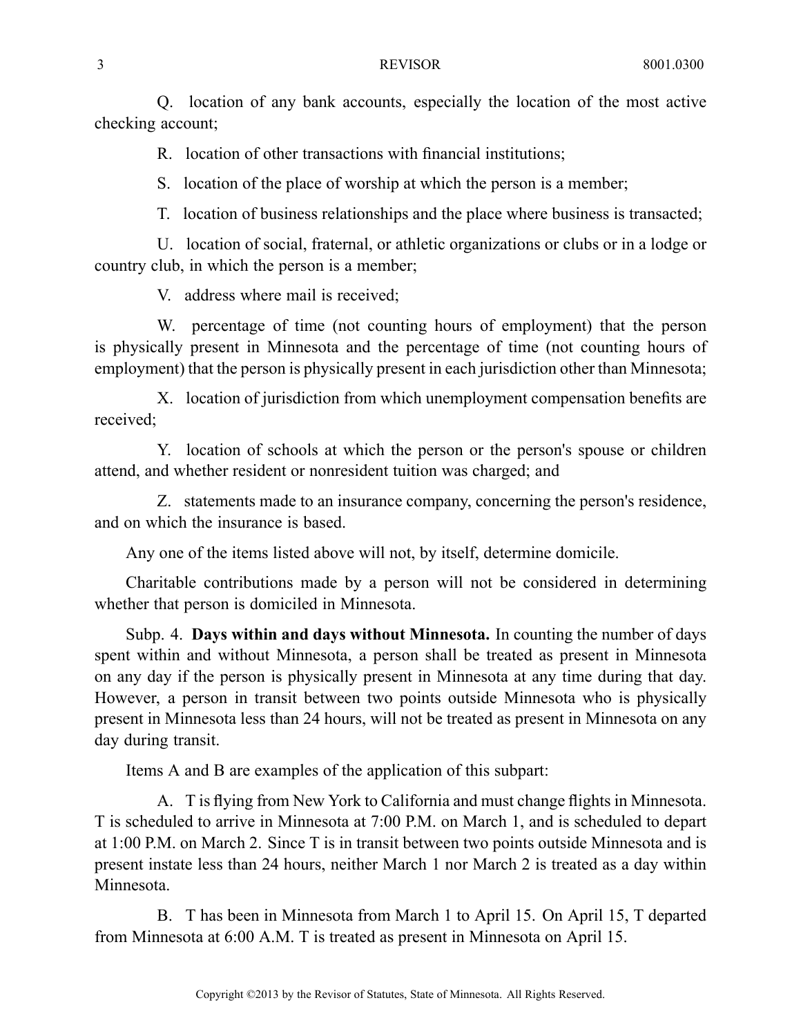Q. location of any bank accounts, especially the location of the most active checking account;

R. location of other transactions with financial institutions;

S. location of the place of worship at which the person is a member;

T. location of business relationships and the place where business is transacted;

U. location of social, fraternal, or athletic organizations or clubs or in a lodge or country club, in which the person is a member;

V. address where mail is received;

W. percentage of time (not counting hours of employment) that the person is physically present in Minnesota and the percentage of time (not counting hours of employment) that the person is physically present in each jurisdiction other than Minnesota;

X. location of jurisdiction from which unemployment compensation benefits are received;

Y. location of schools at which the person or the person's spouse or children attend, and whether resident or nonresident tuition was charged; and

Z. statements made to an insurance company, concerning the person's residence, and on which the insurance is based.

Any one of the items listed above will not, by itself, determine domicile.

Charitable contributions made by a person will not be considered in determining whether that person is domiciled in Minnesota.

Subp. 4. **Days within and days without Minnesota.** In counting the number of days spent within and without Minnesota, a person shall be treated as present in Minnesota on any day if the person is physically present in Minnesota at any time during that day. However, a person in transit between two points outside Minnesota who is physically present in Minnesota less than 24 hours, will not be treated as present in Minnesota on any day during transit.

Items A and B are examples of the application of this subpart:

A. T is flying from New York to California and must change flights in Minnesota. T is scheduled to arrive in Minnesota at 7:00 P.M. on March 1, and is scheduled to depart at 1:00 P.M. on March 2. Since T is in transit between two points outside Minnesota and is present instate less than 24 hours, neither March 1 nor March 2 is treated as a day within Minnesota.

B. T has been in Minnesota from March 1 to April 15. On April 15, T departed from Minnesota at 6:00 A.M. T is treated as present in Minnesota on April 15.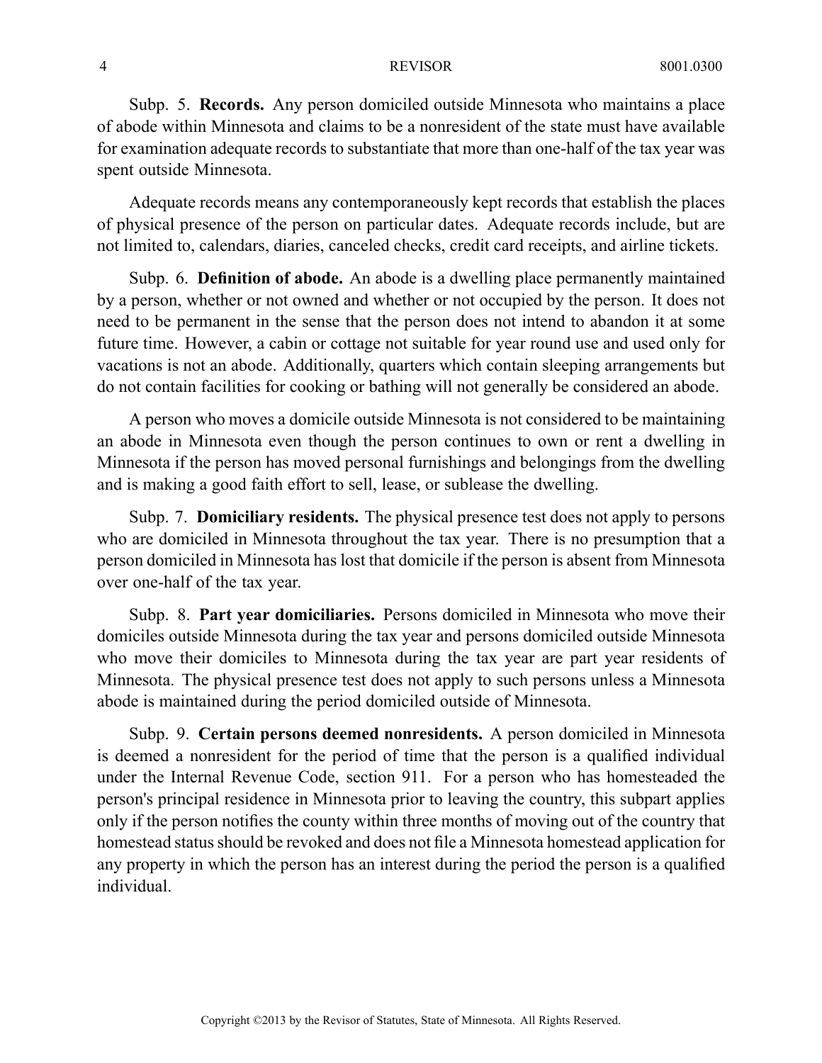Subp. 5. **Records.** Any person domiciled outside Minnesota who maintains a place of abode within Minnesota and claims to be a nonresident of the state must have available for examination adequate records to substantiate that more than one-half of the tax year was spent outside Minnesota.

Adequate records means any contemporaneously kept records that establish the places of physical presence of the person on particular dates. Adequate records include, but are not limited to, calendars, diaries, canceled checks, credit card receipts, and airline tickets.

Subp. 6. **Definition of abode.** An abode is a dwelling place permanently maintained by a person, whether or not owned and whether or not occupied by the person. It does not need to be permanent in the sense that the person does not intend to abandon it at some future time. However, a cabin or cottage not suitable for year round use and used only for vacations is not an abode. Additionally, quarters which contain sleeping arrangements but do not contain facilities for cooking or bathing will not generally be considered an abode.

A person who moves a domicile outside Minnesota is not considered to be maintaining an abode in Minnesota even though the person continues to own or rent a dwelling in Minnesota if the person has moved personal furnishings and belongings from the dwelling and is making a good faith effort to sell, lease, or sublease the dwelling.

Subp. 7. **Domiciliary residents.** The physical presence test does not apply to persons who are domiciled in Minnesota throughout the tax year. There is no presumption that a person domiciled in Minnesota has lost that domicile if the person is absent from Minnesota over one-half of the tax year.

Subp. 8. **Part year domiciliaries.** Persons domiciled in Minnesota who move their domiciles outside Minnesota during the tax year and persons domiciled outside Minnesota who move their domiciles to Minnesota during the tax year are part year residents of Minnesota. The physical presence test does not apply to such persons unless a Minnesota abode is maintained during the period domiciled outside of Minnesota.

Subp. 9. **Certain persons deemed nonresidents.** A person domiciled in Minnesota is deemed a nonresident for the period of time that the person is a qualified individual under the Internal Revenue Code, section 911. For a person who has homesteaded the person's principal residence in Minnesota prior to leaving the country, this subpart applies only if the person notifies the county within three months of moving out of the country that homestead status should be revoked and does not file a Minnesota homestead application for any property in which the person has an interest during the period the person is a qualified individual.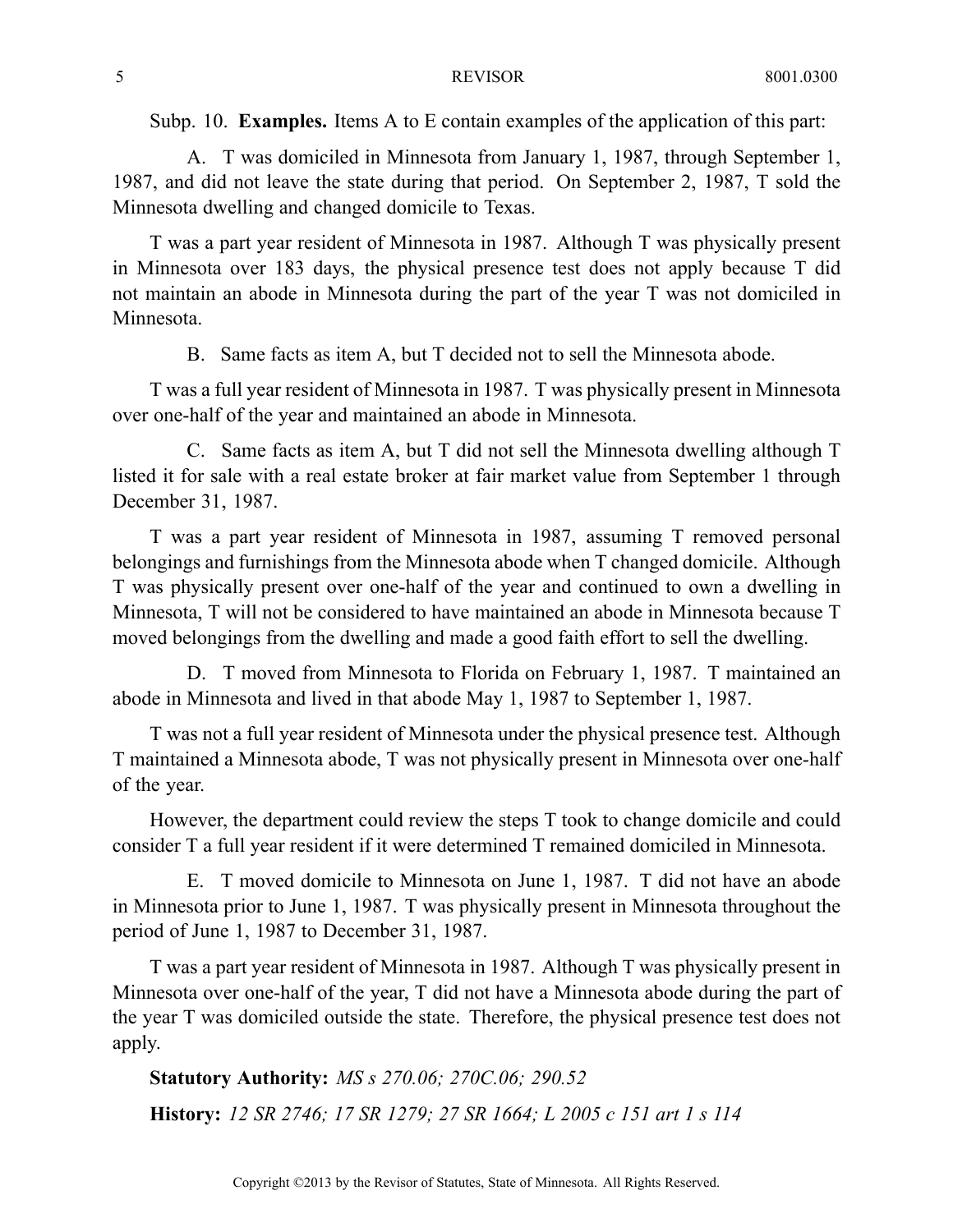Subp. 10. **Examples.** Items A to E contain examples of the application of this part:

A. T was domiciled in Minnesota from January 1, 1987, through September 1, 1987, and did not leave the state during that period. On September 2, 1987, T sold the Minnesota dwelling and changed domicile to Texas.

T was a part year resident of Minnesota in 1987. Although T was physically present in Minnesota over 183 days, the physical presence test does not apply because T did not maintain an abode in Minnesota during the part of the year T was not domiciled in Minnesota.

B. Same facts as item A, but T decided not to sell the Minnesota abode.

T was a full year resident of Minnesota in 1987. T was physically present in Minnesota over one-half of the year and maintained an abode in Minnesota.

C. Same facts as item A, but T did not sell the Minnesota dwelling although T listed it for sale with a real estate broker at fair market value from September 1 through December 31, 1987.

T was a part year resident of Minnesota in 1987, assuming T removed personal belongings and furnishings from the Minnesota abode when T changed domicile. Although T was physically present over one-half of the year and continued to own a dwelling in Minnesota, T will not be considered to have maintained an abode in Minnesota because T moved belongings from the dwelling and made a good faith effort to sell the dwelling.

D. T moved from Minnesota to Florida on February 1, 1987. T maintained an abode in Minnesota and lived in that abode May 1, 1987 to September 1, 1987.

T was not a full year resident of Minnesota under the physical presence test. Although T maintained a Minnesota abode, T was not physically present in Minnesota over one-half of the year.

However, the department could review the steps T took to change domicile and could consider T a full year resident if it were determined T remained domiciled in Minnesota.

E. T moved domicile to Minnesota on June 1, 1987. T did not have an abode in Minnesota prior to June 1, 1987. T was physically present in Minnesota throughout the period of June 1, 1987 to December 31, 1987.

T was a part year resident of Minnesota in 1987. Although T was physically present in Minnesota over one-half of the year, T did not have a Minnesota abode during the part of the year T was domiciled outside the state. Therefore, the physical presence test does not apply.

**Statutory Authority:** *MS s 270.06; 270C.06; 290.52*

**History:** *12 SR 2746; 17 SR 1279; 27 SR 1664; L 2005 c 151 art 1 s 114*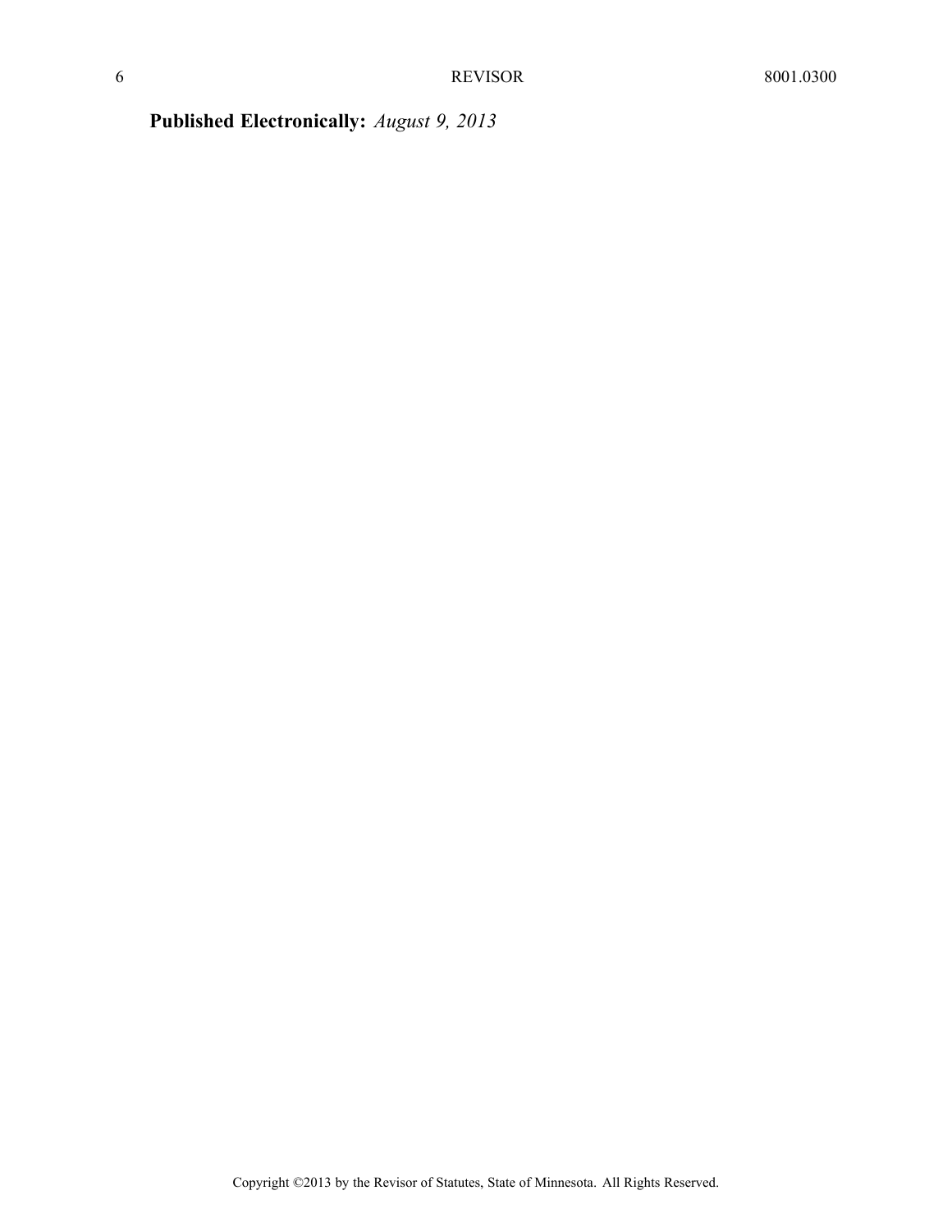**Published Electronically:** *August 9, 2013*